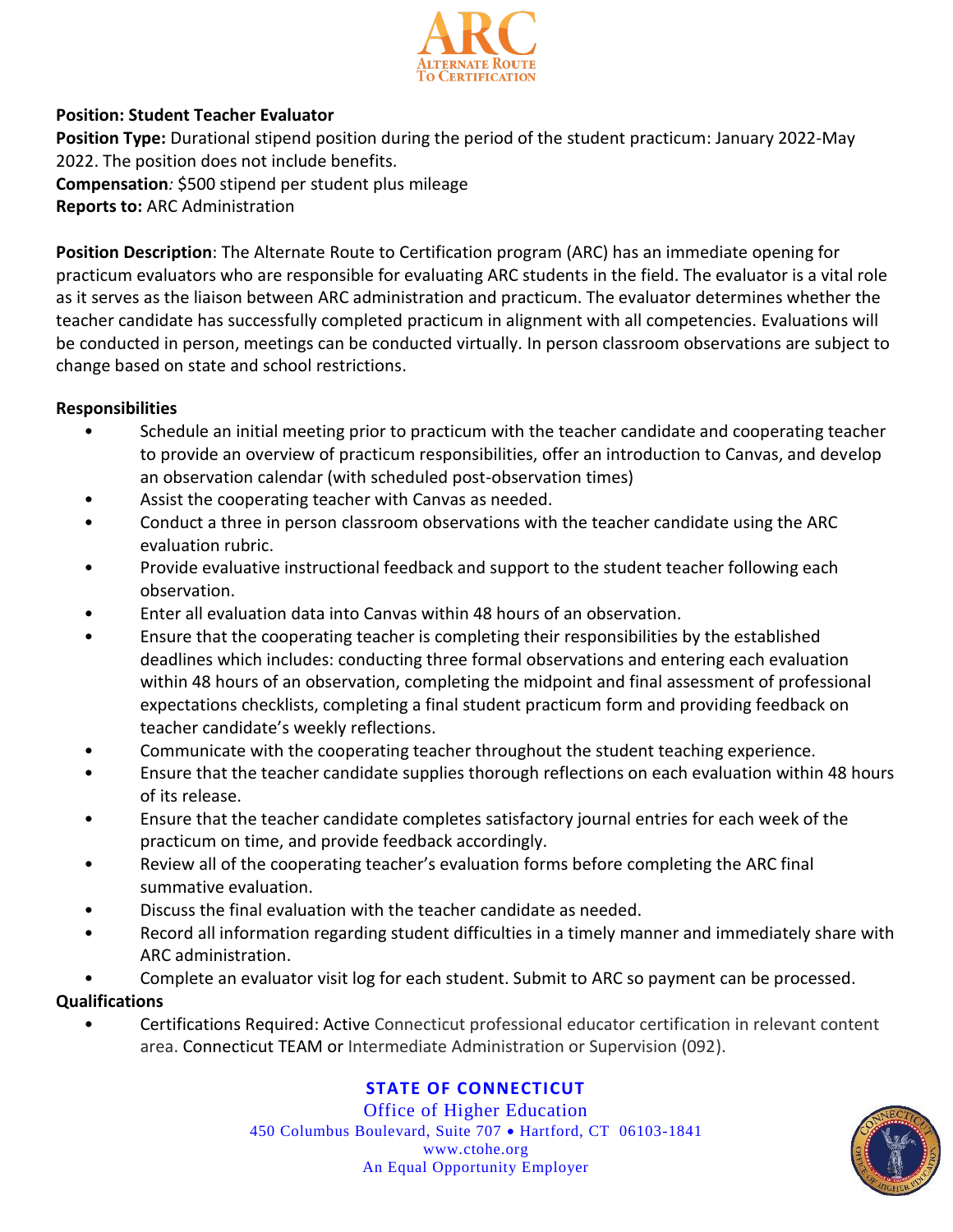ARC
ALTERNATE ROUTE TO CERTIFICATION

**Position: Student Teacher Evaluator**
**Position Type:** Durational stipend position during the period of the student practicum: January 2022-May 2022. The position does not include benefits.
**Compensation***:* $500 stipend per student plus mileage
**Reports to:** ARC Administration

**Position Description**: The Alternate Route to Certification program (ARC) has an immediate opening for practicum evaluators who are responsible for evaluating ARC students in the field. The evaluator is a vital role as it serves as the liaison between ARC administration and practicum. The evaluator determines whether the teacher candidate has successfully completed practicum in alignment with all competencies. Evaluations will be conducted in person, meetings can be conducted virtually. In person classroom observations are subject to change based on state and school restrictions.

**Responsibilities**

- Schedule an initial meeting prior to practicum with the teacher candidate and cooperating teacher to provide an overview of practicum responsibilities, offer an introduction to Canvas, and develop an observation calendar (with scheduled post-observation times)
- Assist the cooperating teacher with Canvas as needed.
- Conduct a three in person classroom observations with the teacher candidate using the ARC evaluation rubric.
- Provide evaluative instructional feedback and support to the student teacher following each observation.
- Enter all evaluation data into Canvas within 48 hours of an observation.
- Ensure that the cooperating teacher is completing their responsibilities by the established deadlines which includes: conducting three formal observations and entering each evaluation within 48 hours of an observation, completing the midpoint and final assessment of professional expectations checklists, completing a final student practicum form and providing feedback on teacher candidate's weekly reflections.
- Communicate with the cooperating teacher throughout the student teaching experience.
- Ensure that the teacher candidate supplies thorough reflections on each evaluation within 48 hours of its release.
- Ensure that the teacher candidate completes satisfactory journal entries for each week of the practicum on time, and provide feedback accordingly.
- Review all of the cooperating teacher's evaluation forms before completing the ARC final summative evaluation.
- Discuss the final evaluation with the teacher candidate as needed.
- Record all information regarding student difficulties in a timely manner and immediately share with ARC administration.
- Complete an evaluator visit log for each student. Submit to ARC so payment can be processed.

**Qualifications**

- Certifications Required: Active Connecticut professional educator certification in relevant content area. Connecticut TEAM or Intermediate Administration or Supervision (092).

**STATE OF CONNECTICUT**
Office of Higher Education
450 Columbus Boulevard, Suite 707 • Hartford, CT 06103-1841
www.ctohe.org
An Equal Opportunity Employer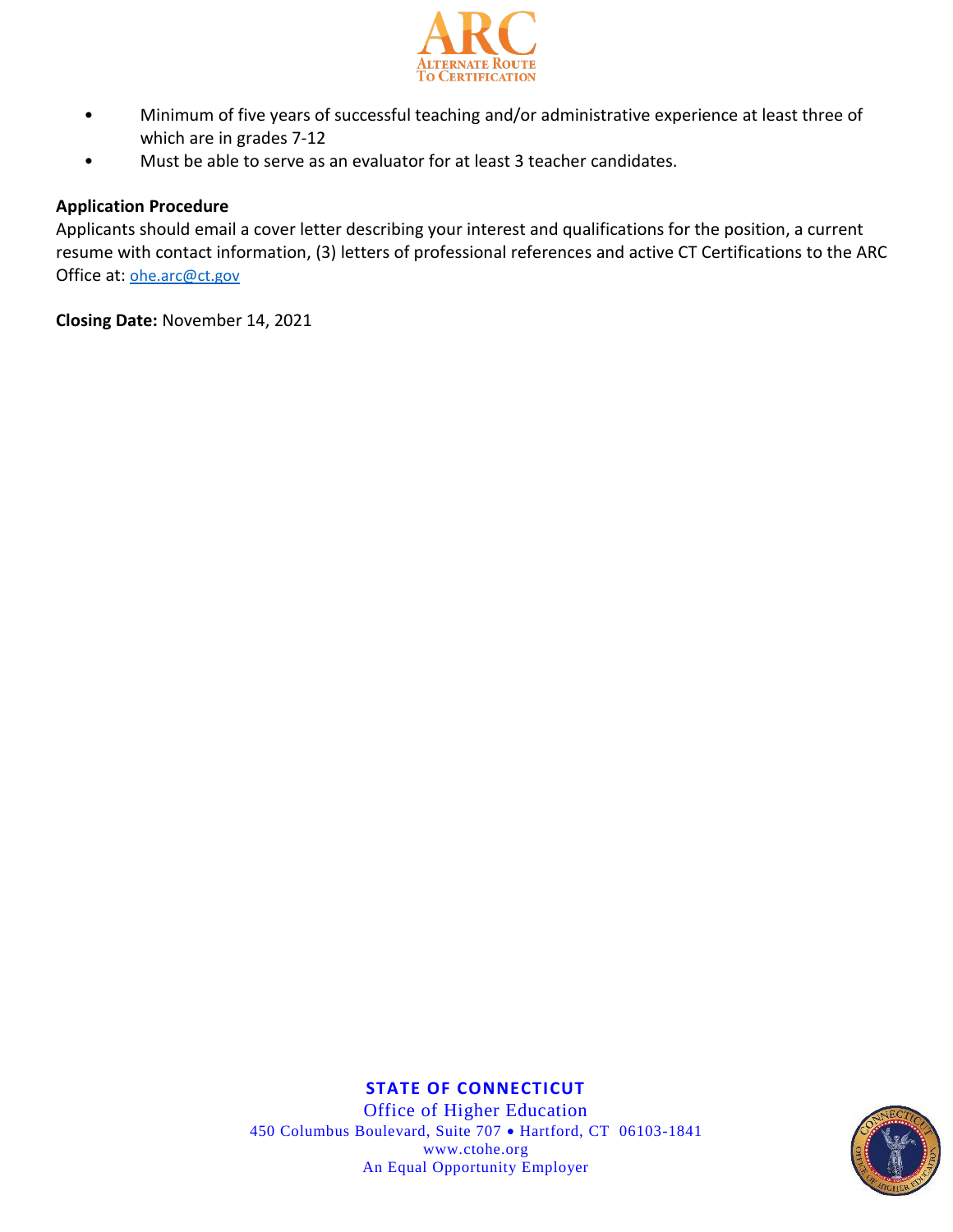- Minimum of five years of successful teaching and/or administrative experience at least three of which are in grades 7-12
- Must be able to serve as an evaluator for at least 3 teacher candidates.

**Application Procedure**

Applicants should email a cover letter describing your interest and qualifications for the position, a current resume with contact information, (3) letters of professional references and active CT Certifications to the ARC Office at: ohe.arc@ct.gov

**Closing Date:** November 14, 2021

**STATE OF CONNECTICUT**
Office of Higher Education
450 Columbus Boulevard, Suite 707 • Hartford, CT 06103-1841
www.ctohe.org
An Equal Opportunity Employer